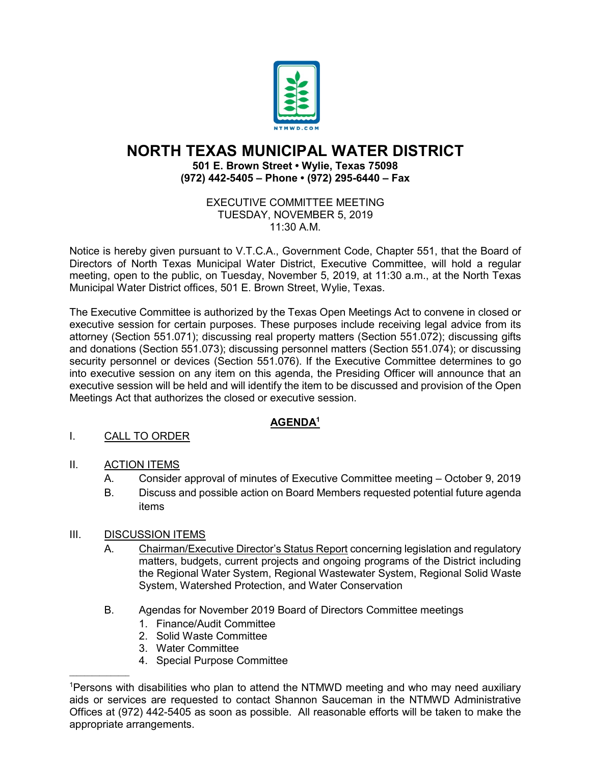# NORTH TEXAS MUNICIPAL WATER DISTRICT

**501 E. Brown Street • Wylie, Texas 75098**
**(972) 442-5405 – Phone • (972) 295-6440 – Fax**

EXECUTIVE COMMITTEE MEETING
TUESDAY, NOVEMBER 5, 2019
11:30 A.M.

Notice is hereby given pursuant to V.T.C.A., Government Code, Chapter 551, that the Board of Directors of North Texas Municipal Water District, Executive Committee, will hold a regular meeting, open to the public, on Tuesday, November 5, 2019, at 11:30 a.m., at the North Texas Municipal Water District offices, 501 E. Brown Street, Wylie, Texas.

The Executive Committee is authorized by the Texas Open Meetings Act to convene in closed or executive session for certain purposes. These purposes include receiving legal advice from its attorney (Section 551.071); discussing real property matters (Section 551.072); discussing gifts and donations (Section 551.073); discussing personnel matters (Section 551.074); or discussing security personnel or devices (Section 551.076). If the Executive Committee determines to go into executive session on any item on this agenda, the Presiding Officer will announce that an executive session will be held and will identify the item to be discussed and provision of the Open Meetings Act that authorizes the closed or executive session.

## AGENDA[1]

I. CALL TO ORDER

II. ACTION ITEMS
   - A. Consider approval of minutes of Executive Committee meeting – October 9, 2019
   - B. Discuss and possible action on Board Members requested potential future agenda items

III. DISCUSSION ITEMS
   - A. Chairman/Executive Director's Status Report concerning legislation and regulatory matters, budgets, current projects and ongoing programs of the District including the Regional Water System, Regional Wastewater System, Regional Solid Waste System, Watershed Protection, and Water Conservation
   - B. Agendas for November 2019 Board of Directors Committee meetings
     1. Finance/Audit Committee
     2. Solid Waste Committee
     3. Water Committee
     4. Special Purpose Committee

---

[1]Persons with disabilities who plan to attend the NTMWD meeting and who may need auxiliary aids or services are requested to contact Shannon Sauceman in the NTMWD Administrative Offices at (972) 442-5405 as soon as possible. All reasonable efforts will be taken to make the appropriate arrangements.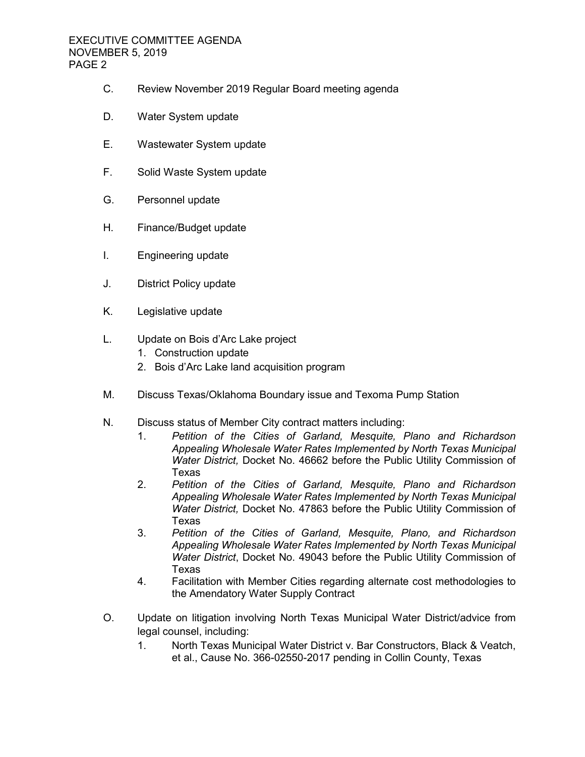C. Review November 2019 Regular Board meeting agenda

D. Water System update

E. Wastewater System update

F. Solid Waste System update

G. Personnel update

H. Finance/Budget update

I. Engineering update

J. District Policy update

K. Legislative update

L. Update on Bois d'Arc Lake project
   1. Construction update
   2. Bois d'Arc Lake land acquisition program

M. Discuss Texas/Oklahoma Boundary issue and Texoma Pump Station

N. Discuss status of Member City contract matters including:
   1. *Petition of the Cities of Garland, Mesquite, Plano and Richardson Appealing Wholesale Water Rates Implemented by North Texas Municipal Water District,* Docket No. 46662 before the Public Utility Commission of Texas
   2. *Petition of the Cities of Garland, Mesquite, Plano and Richardson Appealing Wholesale Water Rates Implemented by North Texas Municipal Water District,* Docket No. 47863 before the Public Utility Commission of Texas
   3. *Petition of the Cities of Garland, Mesquite, Plano, and Richardson Appealing Wholesale Water Rates Implemented by North Texas Municipal Water District*, Docket No. 49043 before the Public Utility Commission of Texas
   4. Facilitation with Member Cities regarding alternate cost methodologies to the Amendatory Water Supply Contract

O. Update on litigation involving North Texas Municipal Water District/advice from legal counsel, including:
   1. North Texas Municipal Water District v. Bar Constructors, Black & Veatch, et al., Cause No. 366-02550-2017 pending in Collin County, Texas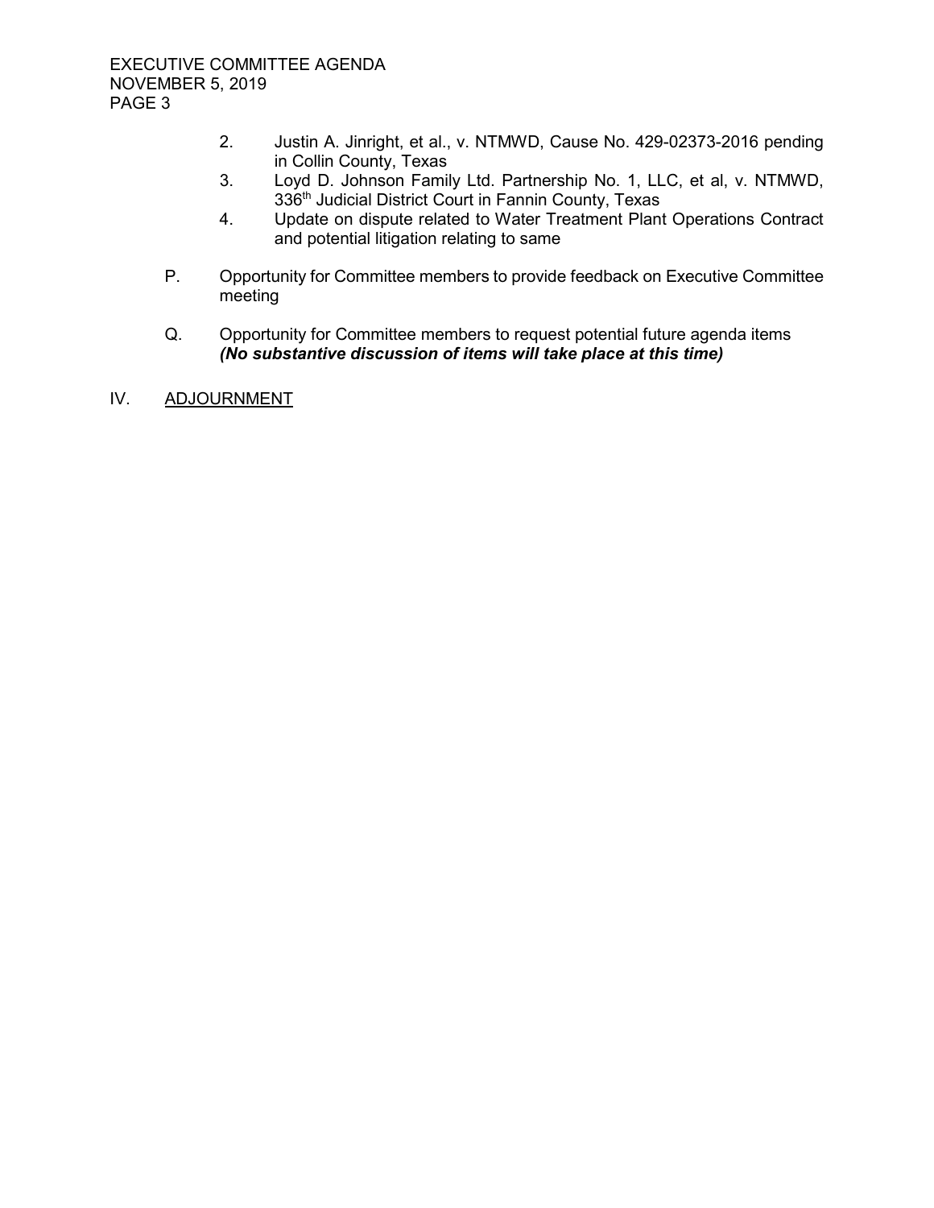2. Justin A. Jinright, et al., v. NTMWD, Cause No. 429-02373-2016 pending in Collin County, Texas
3. Loyd D. Johnson Family Ltd. Partnership No. 1, LLC, et al, v. NTMWD, 336th Judicial District Court in Fannin County, Texas
4. Update on dispute related to Water Treatment Plant Operations Contract and potential litigation relating to same

P. Opportunity for Committee members to provide feedback on Executive Committee meeting

Q. Opportunity for Committee members to request potential future agenda items ***(No substantive discussion of items will take place at this time)***

IV. ADJOURNMENT